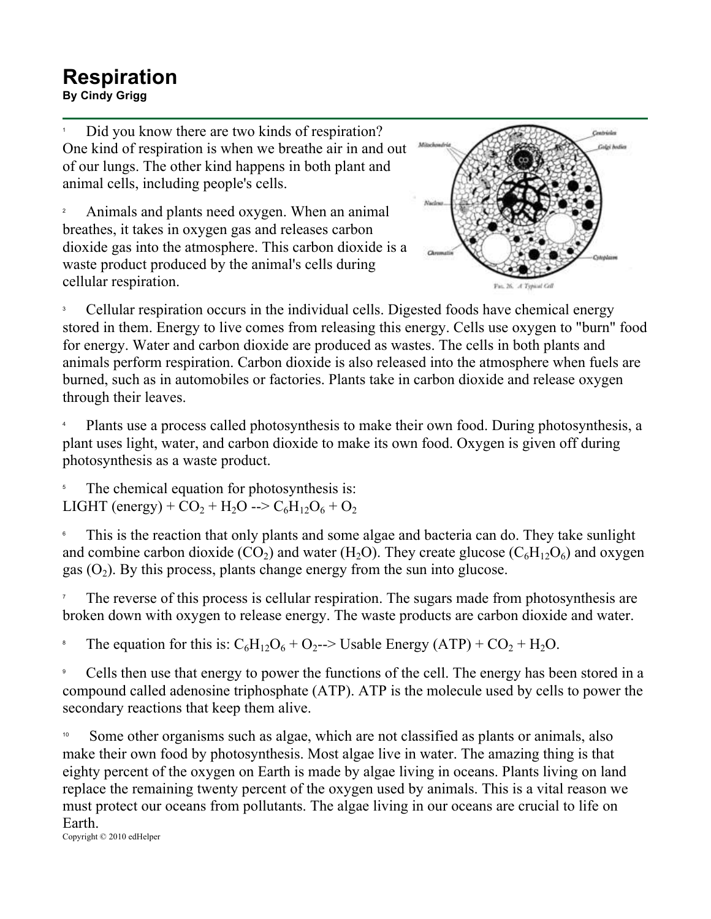# Respiration

**By Cindy Grigg**

[1] Did you know there are two kinds of respiration? One kind of respiration is when we breathe air in and out of our lungs. The other kind happens in both plant and animal cells, including people's cells.

[2] Animals and plants need oxygen. When an animal breathes, it takes in oxygen gas and releases carbon dioxide gas into the atmosphere. This carbon dioxide is a waste product produced by the animal's cells during cellular respiration.

[3] Cellular respiration occurs in the individual cells. Digested foods have chemical energy stored in them. Energy to live comes from releasing this energy. Cells use oxygen to "burn" food for energy. Water and carbon dioxide are produced as wastes. The cells in both plants and animals perform respiration. Carbon dioxide is also released into the atmosphere when fuels are burned, such as in automobiles or factories. Plants take in carbon dioxide and release oxygen through their leaves.

[4] Plants use a process called photosynthesis to make their own food. During photosynthesis, a plant uses light, water, and carbon dioxide to make its own food. Oxygen is given off during photosynthesis as a waste product.

[5] The chemical equation for photosynthesis is:
LIGHT (energy) + $CO_2$ + $H_2O$ --> $C_6H_{12}O_6$ + $O_2$

[6] This is the reaction that only plants and some algae and bacteria can do. They take sunlight and combine carbon dioxide ($CO_2$) and water ($H_2O$). They create glucose ($C_6H_{12}O_6$) and oxygen gas ($O_2$). By this process, plants change energy from the sun into glucose.

[7] The reverse of this process is cellular respiration. The sugars made from photosynthesis are broken down with oxygen to release energy. The waste products are carbon dioxide and water.

[8] The equation for this is: $C_6H_{12}O_6$ + $O_2$--> Usable Energy (ATP) + $CO_2$ + $H_2O$.

[9] Cells then use that energy to power the functions of the cell. The energy has been stored in a compound called adenosine triphosphate (ATP). ATP is the molecule used by cells to power the secondary reactions that keep them alive.

[10] Some other organisms such as algae, which are not classified as plants or animals, also make their own food by photosynthesis. Most algae live in water. The amazing thing is that eighty percent of the oxygen on Earth is made by algae living in oceans. Plants living on land replace the remaining twenty percent of the oxygen used by animals. This is a vital reason we must protect our oceans from pollutants. The algae living in our oceans are crucial to life on Earth.

Copyright © 2010 edHelper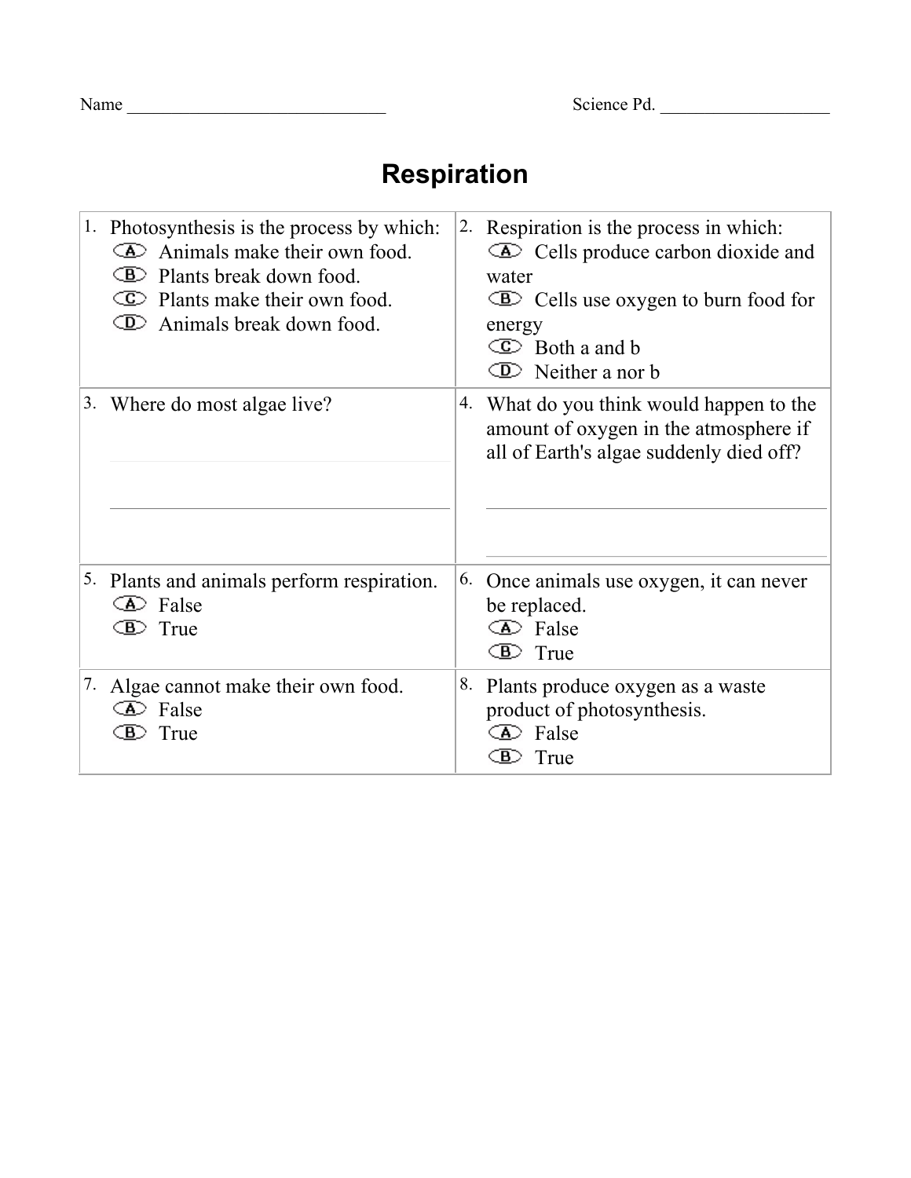Name _______________________________ Science Pd. ____________________

# Respiration

1. Photosynthesis is the process by which:
   - (A) Animals make their own food.
   - (B) Plants break down food.
   - (C) Plants make their own food.
   - (D) Animals break down food.

2. Respiration is the process in which:
   - (A) Cells produce carbon dioxide and water
   - (B) Cells use oxygen to burn food for energy
   - (C) Both a and b
   - (D) Neither a nor b

3. Where do most algae live?

   ___________________________________________

   ___________________________________________

4. What do you think would happen to the amount of oxygen in the atmosphere if all of Earth's algae suddenly died off?

   ___________________________________________

   ___________________________________________

5. Plants and animals perform respiration.
   - (A) False
   - (B) True

6. Once animals use oxygen, it can never be replaced.
   - (A) False
   - (B) True

7. Algae cannot make their own food.
   - (A) False
   - (B) True

8. Plants produce oxygen as a waste product of photosynthesis.
   - (A) False
   - (B) True